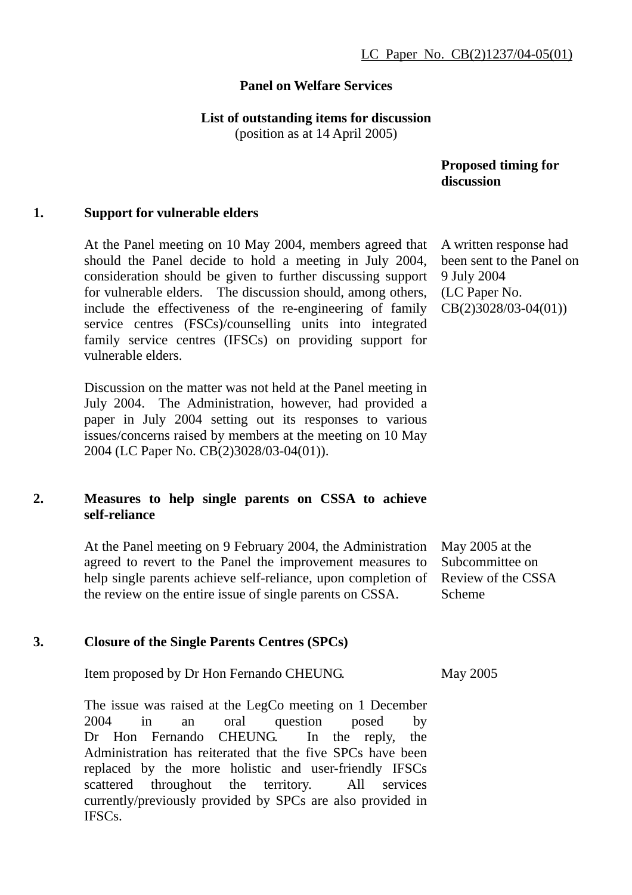LC Paper No. CB(2)1237/04-05(01)

**Panel on Welfare Services**

**List of outstanding items for discussion**
(position as at 14 April 2005)

| | | **Proposed timing for discussion** |
|---|---|---|
| **1.** | **Support for vulnerable elders** | |
| | At the Panel meeting on 10 May 2004, members agreed that should the Panel decide to hold a meeting in July 2004, consideration should be given to further discussing support for vulnerable elders. The discussion should, among others, include the effectiveness of the re-engineering of family service centres (FSCs)/counselling units into integrated family service centres (IFSCs) on providing support for vulnerable elders. | A written response had been sent to the Panel on 9 July 2004 (LC Paper No. CB(2)3028/03-04(01)) |
| | Discussion on the matter was not held at the Panel meeting in July 2004. The Administration, however, had provided a paper in July 2004 setting out its responses to various issues/concerns raised by members at the meeting on 10 May 2004 (LC Paper No. CB(2)3028/03-04(01)). | |
| **2.** | **Measures to help single parents on CSSA to achieve self-reliance** | |
| | At the Panel meeting on 9 February 2004, the Administration agreed to revert to the Panel the improvement measures to help single parents achieve self-reliance, upon completion of the review on the entire issue of single parents on CSSA. | May 2005 at the Subcommittee on Review of the CSSA Scheme |
| **3.** | **Closure of the Single Parents Centres (SPCs)** | |
| | Item proposed by Dr Hon Fernando CHEUNG. | May 2005 |
| | The issue was raised at the LegCo meeting on 1 December 2004 in an oral question posed by Dr Hon Fernando CHEUNG. In the reply, the Administration has reiterated that the five SPCs have been replaced by the more holistic and user-friendly IFSCs scattered throughout the territory. All services currently/previously provided by SPCs are also provided in IFSCs. | |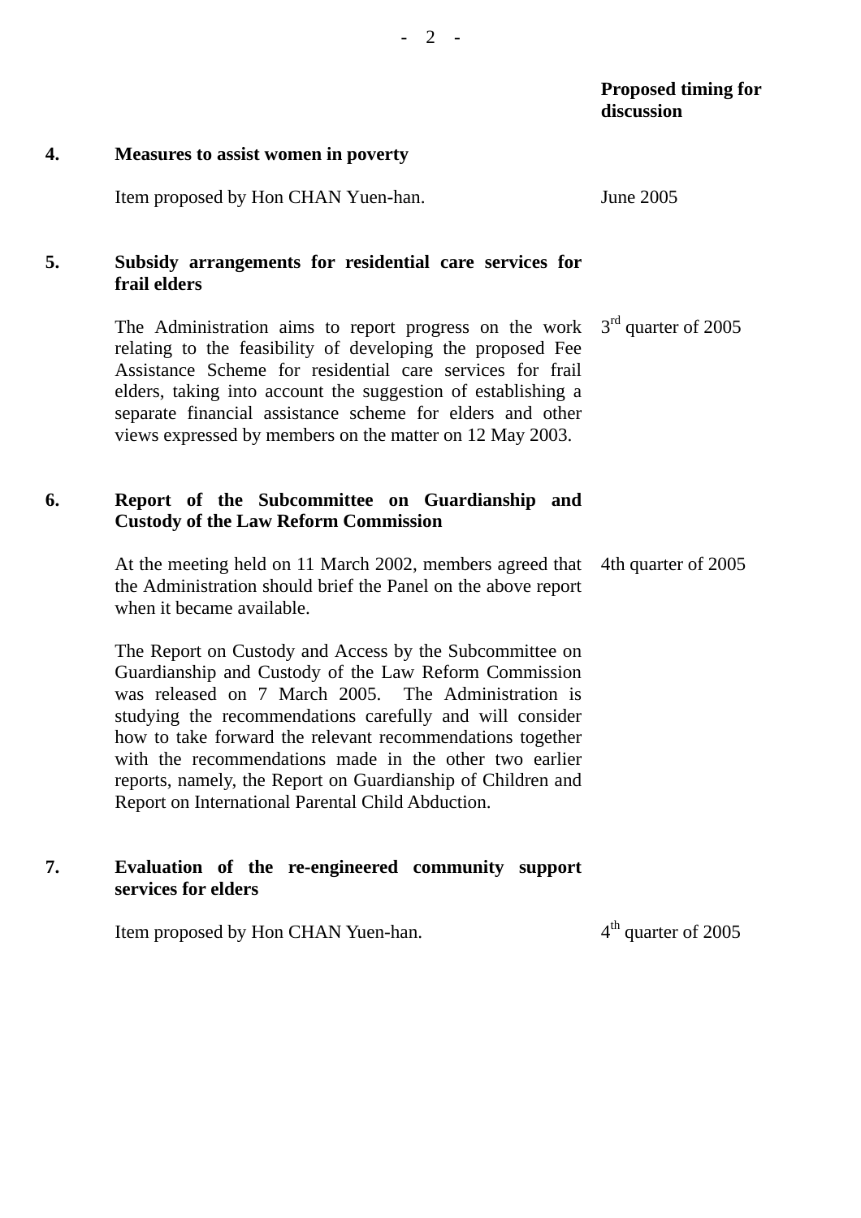| | | Proposed timing for discussion |
|---|---|---|
| **4.** | **Measures to assist women in poverty** | |
| | Item proposed by Hon CHAN Yuen-han. | June 2005 |
| **5.** | **Subsidy arrangements for residential care services for frail elders** | |
| | The Administration aims to report progress on the work relating to the feasibility of developing the proposed Fee Assistance Scheme for residential care services for frail elders, taking into account the suggestion of establishing a separate financial assistance scheme for elders and other views expressed by members on the matter on 12 May 2003. | 3rd quarter of 2005 |
| **6.** | **Report of the Subcommittee on Guardianship and Custody of the Law Reform Commission** | |
| | At the meeting held on 11 March 2002, members agreed that the Administration should brief the Panel on the above report when it became available. | 4th quarter of 2005 |
| | The Report on Custody and Access by the Subcommittee on Guardianship and Custody of the Law Reform Commission was released on 7 March 2005. The Administration is studying the recommendations carefully and will consider how to take forward the relevant recommendations together with the recommendations made in the other two earlier reports, namely, the Report on Guardianship of Children and Report on International Parental Child Abduction. | |
| **7.** | **Evaluation of the re-engineered community support services for elders** | |
| | Item proposed by Hon CHAN Yuen-han. | 4th quarter of 2005 |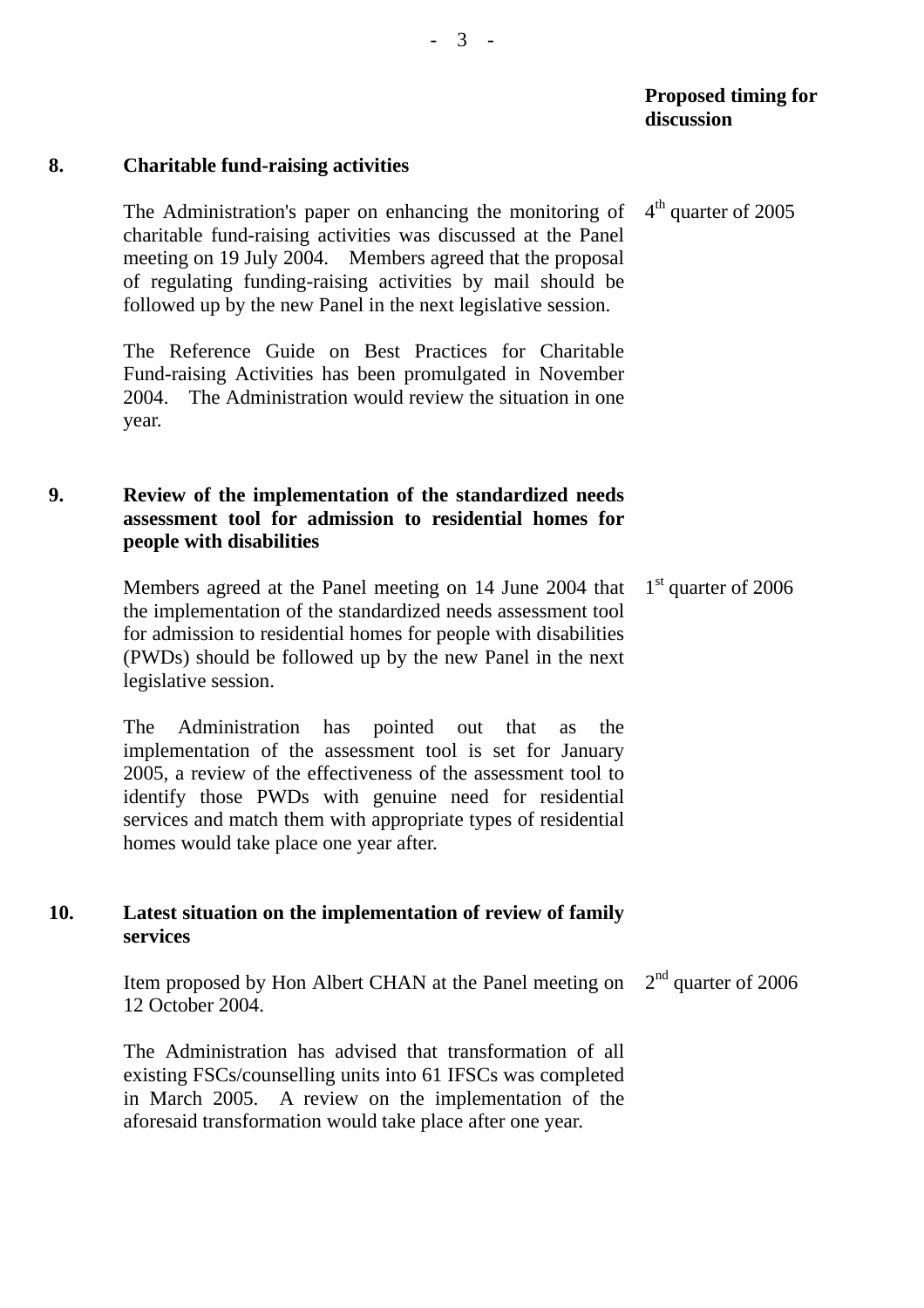**Proposed timing for discussion**

**8. Charitable fund-raising activities**

The Administration's paper on enhancing the monitoring of charitable fund-raising activities was discussed at the Panel meeting on 19 July 2004. Members agreed that the proposal of regulating funding-raising activities by mail should be followed up by the new Panel in the next legislative session.

4th quarter of 2005

The Reference Guide on Best Practices for Charitable Fund-raising Activities has been promulgated in November 2004. The Administration would review the situation in one year.

**9. Review of the implementation of the standardized needs assessment tool for admission to residential homes for people with disabilities**

Members agreed at the Panel meeting on 14 June 2004 that the implementation of the standardized needs assessment tool for admission to residential homes for people with disabilities (PWDs) should be followed up by the new Panel in the next legislative session.

1st quarter of 2006

The Administration has pointed out that as the implementation of the assessment tool is set for January 2005, a review of the effectiveness of the assessment tool to identify those PWDs with genuine need for residential services and match them with appropriate types of residential homes would take place one year after.

**10. Latest situation on the implementation of review of family services**

Item proposed by Hon Albert CHAN at the Panel meeting on 12 October 2004.

2nd quarter of 2006

The Administration has advised that transformation of all existing FSCs/counselling units into 61 IFSCs was completed in March 2005. A review on the implementation of the aforesaid transformation would take place after one year.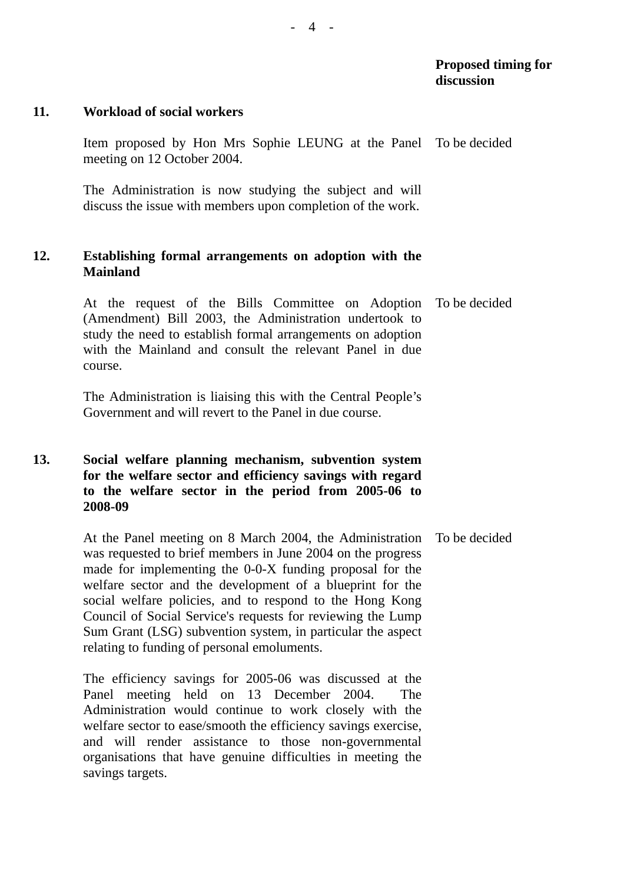**Proposed timing for discussion**

**11. Workload of social workers**

Item proposed by Hon Mrs Sophie LEUNG at the Panel meeting on 12 October 2004. — To be decided

The Administration is now studying the subject and will discuss the issue with members upon completion of the work.

**12. Establishing formal arrangements on adoption with the Mainland**

At the request of the Bills Committee on Adoption (Amendment) Bill 2003, the Administration undertook to study the need to establish formal arrangements on adoption with the Mainland and consult the relevant Panel in due course. — To be decided

The Administration is liaising this with the Central People's Government and will revert to the Panel in due course.

**13. Social welfare planning mechanism, subvention system for the welfare sector and efficiency savings with regard to the welfare sector in the period from 2005-06 to 2008-09**

At the Panel meeting on 8 March 2004, the Administration was requested to brief members in June 2004 on the progress made for implementing the 0-0-X funding proposal for the welfare sector and the development of a blueprint for the social welfare policies, and to respond to the Hong Kong Council of Social Service's requests for reviewing the Lump Sum Grant (LSG) subvention system, in particular the aspect relating to funding of personal emoluments. — To be decided

The efficiency savings for 2005-06 was discussed at the Panel meeting held on 13 December 2004. The Administration would continue to work closely with the welfare sector to ease/smooth the efficiency savings exercise, and will render assistance to those non-governmental organisations that have genuine difficulties in meeting the savings targets.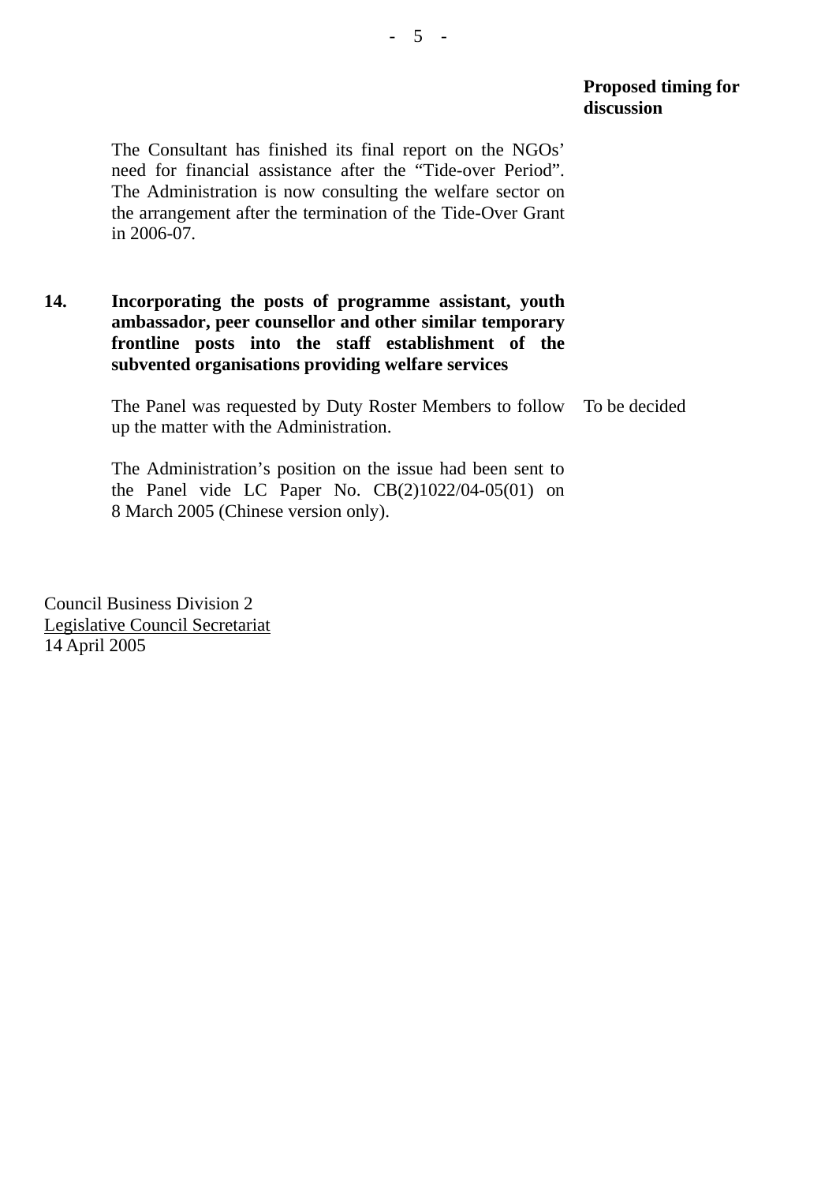**Proposed timing for discussion**

The Consultant has finished its final report on the NGOs' need for financial assistance after the "Tide-over Period". The Administration is now consulting the welfare sector on the arrangement after the termination of the Tide-Over Grant in 2006-07.

**14. Incorporating the posts of programme assistant, youth ambassador, peer counsellor and other similar temporary frontline posts into the staff establishment of the subvented organisations providing welfare services**

The Panel was requested by Duty Roster Members to follow up the matter with the Administration. — To be decided

The Administration's position on the issue had been sent to the Panel vide LC Paper No. CB(2)1022/04-05(01) on 8 March 2005 (Chinese version only).

Council Business Division 2
Legislative Council Secretariat
14 April 2005